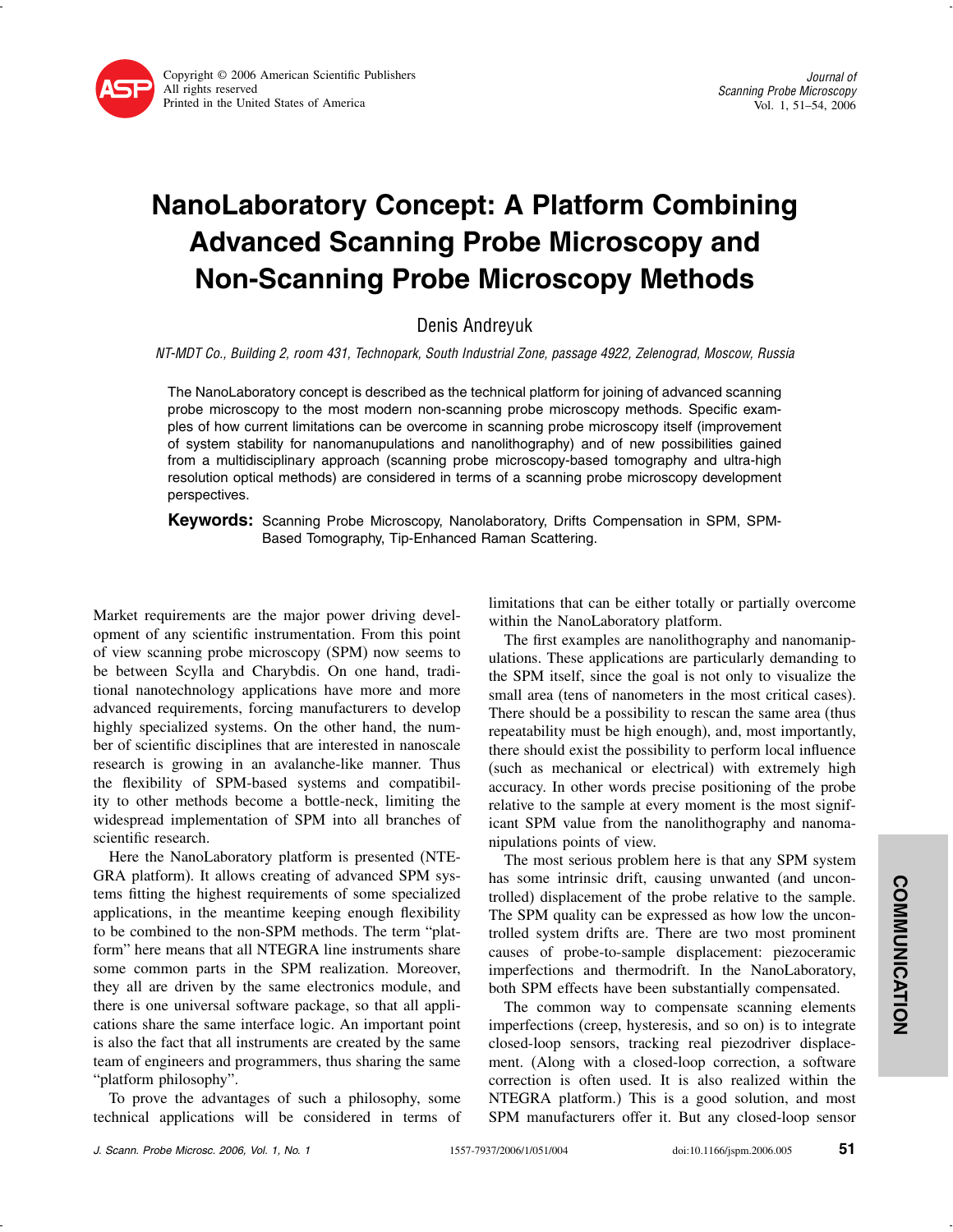# NanoLaboratory Concept: A Platform Combining Advanced Scanning Probe Microscopy and Non-Scanning Probe Microscopy Methods

Denis Andreyuk

*NT-MDT Co., Building 2, room 431, Technopark, South Industrial Zone, passage 4922, Zelenograd, Moscow, Russia*

The NanoLaboratory concept is described as the technical platform for joining of advanced scanning probe microscopy to the most modern non-scanning probe microscopy methods. Specific examples of how current limitations can be overcome in scanning probe microscopy itself (improvement of system stability for nanomanupulations and nanolithography) and of new possibilities gained from a multidisciplinary approach (scanning probe microscopy-based tomography and ultra-high resolution optical methods) are considered in terms of a scanning probe microscopy development perspectives.

**Keywords:** Scanning Probe Microscopy, Nanolaboratory, Drifts Compensation in SPM, SPM-Based Tomography, Tip-Enhanced Raman Scattering.

Market requirements are the major power driving development of any scientific instrumentation. From this point of view scanning probe microscopy (SPM) now seems to be between Scylla and Charybdis. On one hand, traditional nanotechnology applications have more and more advanced requirements, forcing manufacturers to develop highly specialized systems. On the other hand, the number of scientific disciplines that are interested in nanoscale research is growing in an avalanche-like manner. Thus the flexibility of SPM-based systems and compatibility to other methods become a bottle-neck, limiting the widespread implementation of SPM into all branches of scientific research.

Here the NanoLaboratory platform is presented (NTEGRA platform). It allows creating of advanced SPM systems fitting the highest requirements of some specialized applications, in the meantime keeping enough flexibility to be combined to the non-SPM methods. The term "platform" here means that all NTEGRA line instruments share some common parts in the SPM realization. Moreover, they all are driven by the same electronics module, and there is one universal software package, so that all applications share the same interface logic. An important point is also the fact that all instruments are created by the same team of engineers and programmers, thus sharing the same "platform philosophy".

To prove the advantages of such a philosophy, some technical applications will be considered in terms of limitations that can be either totally or partially overcome within the NanoLaboratory platform.

The first examples are nanolithography and nanomanipulations. These applications are particularly demanding to the SPM itself, since the goal is not only to visualize the small area (tens of nanometers in the most critical cases). There should be a possibility to rescan the same area (thus repeatability must be high enough), and, most importantly, there should exist the possibility to perform local influence (such as mechanical or electrical) with extremely high accuracy. In other words precise positioning of the probe relative to the sample at every moment is the most significant SPM value from the nanolithography and nanomanipulations points of view.

The most serious problem here is that any SPM system has some intrinsic drift, causing unwanted (and uncontrolled) displacement of the probe relative to the sample. The SPM quality can be expressed as how low the uncontrolled system drifts are. There are two most prominent causes of probe-to-sample displacement: piezoceramic imperfections and thermodrift. In the NanoLaboratory, both SPM effects have been substantially compensated.

The common way to compensate scanning elements imperfections (creep, hysteresis, and so on) is to integrate closed-loop sensors, tracking real piezodriver displacement. (Along with a closed-loop correction, a software correction is often used. It is also realized within the NTEGRA platform.) This is a good solution, and most SPM manufacturers offer it. But any closed-loop sensor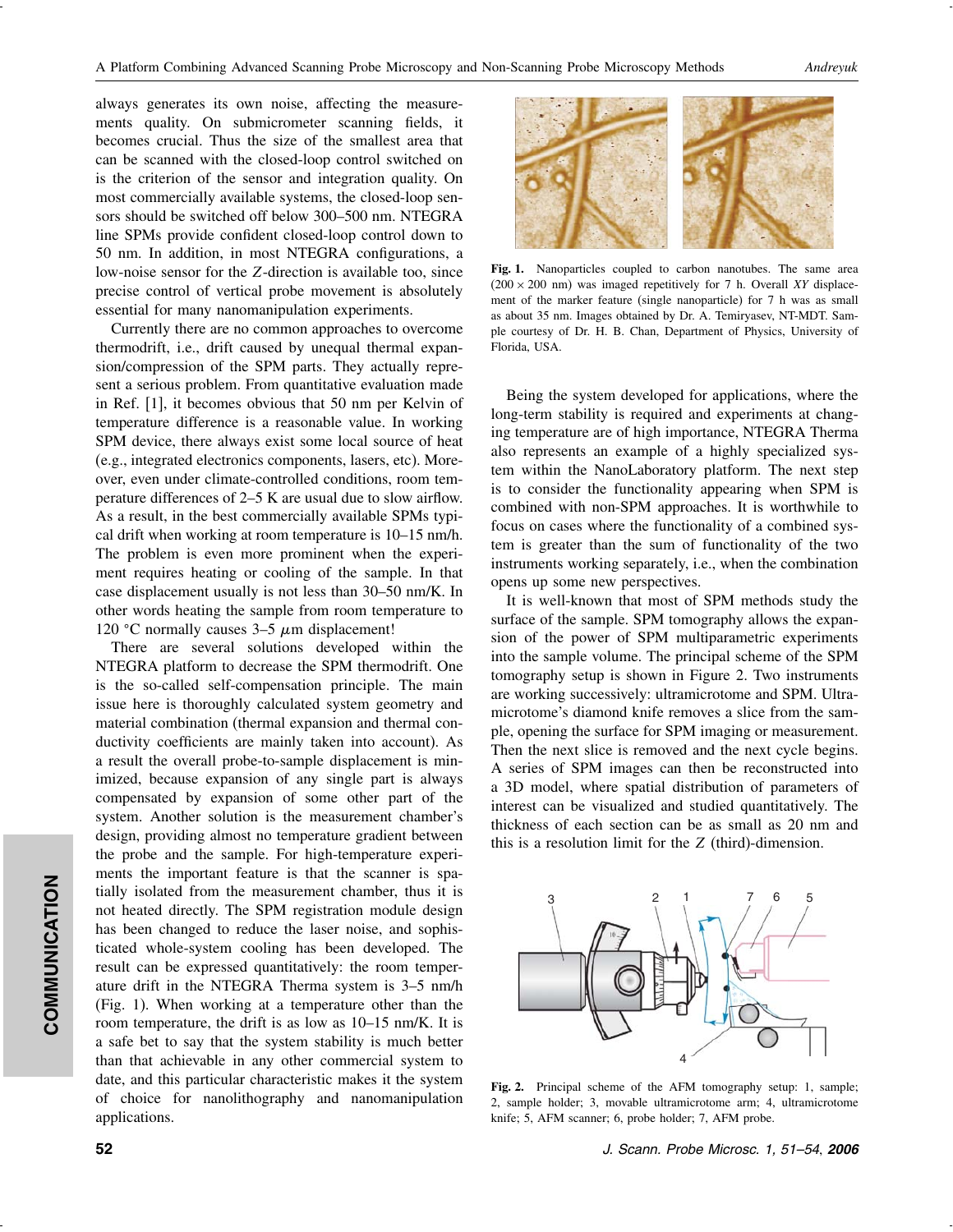always generates its own noise, affecting the measurements quality. On submicrometer scanning fields, it becomes crucial. Thus the size of the smallest area that can be scanned with the closed-loop control switched on is the criterion of the sensor and integration quality. On most commercially available systems, the closed-loop sensors should be switched off below 300–500 nm. NTEGRA line SPMs provide confident closed-loop control down to 50 nm. In addition, in most NTEGRA configurations, a low-noise sensor for the $Z$-direction is available too, since precise control of vertical probe movement is absolutely essential for many nanomanipulation experiments.

Currently there are no common approaches to overcome thermodrift, i.e., drift caused by unequal thermal expansion/compression of the SPM parts. They actually represent a serious problem. From quantitative evaluation made in Ref. [1], it becomes obvious that 50 nm per Kelvin of temperature difference is a reasonable value. In working SPM device, there always exist some local source of heat (e.g., integrated electronics components, lasers, etc). Moreover, even under climate-controlled conditions, room temperature differences of 2–5 K are usual due to slow airflow. As a result, in the best commercially available SPMs typical drift when working at room temperature is 10–15 nm/h. The problem is even more prominent when the experiment requires heating or cooling of the sample. In that case displacement usually is not less than 30–50 nm/K. In other words heating the sample from room temperature to 120 °C normally causes 3–5 $\mu$m displacement!

There are several solutions developed within the NTEGRA platform to decrease the SPM thermodrift. One is the so-called self-compensation principle. The main issue here is thoroughly calculated system geometry and material combination (thermal expansion and thermal conductivity coefficients are mainly taken into account). As a result the overall probe-to-sample displacement is minimized, because expansion of any single part is always compensated by expansion of some other part of the system. Another solution is the measurement chamber's design, providing almost no temperature gradient between the probe and the sample. For high-temperature experiments the important feature is that the scanner is spatially isolated from the measurement chamber, thus it is not heated directly. The SPM registration module design has been changed to reduce the laser noise, and sophisticated whole-system cooling has been developed. The result can be expressed quantitatively: the room temperature drift in the NTEGRA Therma system is 3–5 nm/h (Fig. 1). When working at a temperature other than the room temperature, the drift is as low as 10–15 nm/K. It is a safe bet to say that the system stability is much better than that achievable in any other commercial system to date, and this particular characteristic makes it the system of choice for nanolithography and nanomanipulation applications.

Fig. 1. Nanoparticles coupled to carbon nanotubes. The same area ($200 \times 200$ nm) was imaged repetitively for 7 h. Overall $XY$ displacement of the marker feature (single nanoparticle) for 7 h was as small as about 35 nm. Images obtained by Dr. A. Temiryasev, NT-MDT. Sample courtesy of Dr. H. B. Chan, Department of Physics, University of Florida, USA.

Being the system developed for applications, where the long-term stability is required and experiments at changing temperature are of high importance, NTEGRA Therma also represents an example of a highly specialized system within the NanoLaboratory platform. The next step is to consider the functionality appearing when SPM is combined with non-SPM approaches. It is worthwhile to focus on cases where the functionality of a combined system is greater than the sum of functionality of the two instruments working separately, i.e., when the combination opens up some new perspectives.

It is well-known that most of SPM methods study the surface of the sample. SPM tomography allows the expansion of the power of SPM multiparametric experiments into the sample volume. The principal scheme of the SPM tomography setup is shown in Figure 2. Two instruments are working successively: ultramicrotome and SPM. Ultramicrotome's diamond knife removes a slice from the sample, opening the surface for SPM imaging or measurement. Then the next slice is removed and the next cycle begins. A series of SPM images can then be reconstructed into a 3D model, where spatial distribution of parameters of interest can be visualized and studied quantitatively. The thickness of each section can be as small as 20 nm and this is a resolution limit for the $Z$ (third)-dimension.

Fig. 2. Principal scheme of the AFM tomography setup: 1, sample; 2, sample holder; 3, movable ultramicrotome arm; 4, ultramicrotome knife; 5, AFM scanner; 6, probe holder; 7, AFM probe.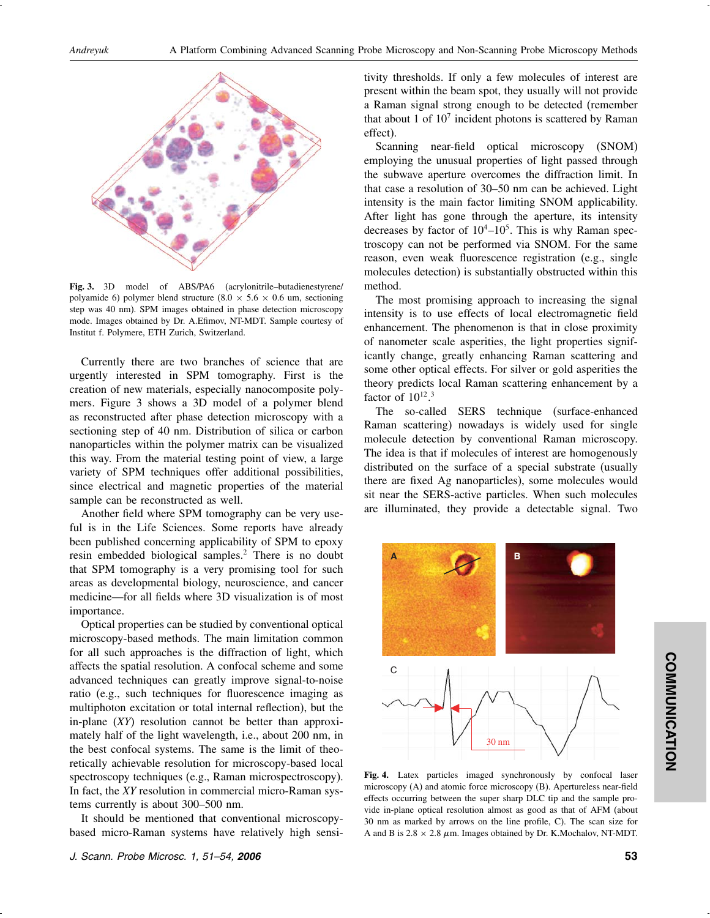Fig. 3. 3D model of ABS/PA6 (acrylonitrile–butadienestyrene/polyamide 6) polymer blend structure (8.0 × 5.6 × 0.6 um, sectioning step was 40 nm). SPM images obtained in phase detection microscopy mode. Images obtained by Dr. A.Efimov, NT-MDT. Sample courtesy of Institut f. Polymere, ETH Zurich, Switzerland.

Currently there are two branches of science that are urgently interested in SPM tomography. First is the creation of new materials, especially nanocomposite polymers. Figure 3 shows a 3D model of a polymer blend as reconstructed after phase detection microscopy with a sectioning step of 40 nm. Distribution of silica or carbon nanoparticles within the polymer matrix can be visualized this way. From the material testing point of view, a large variety of SPM techniques offer additional possibilities, since electrical and magnetic properties of the material sample can be reconstructed as well.

Another field where SPM tomography can be very useful is in the Life Sciences. Some reports have already been published concerning applicability of SPM to epoxy resin embedded biological samples.[2] There is no doubt that SPM tomography is a very promising tool for such areas as developmental biology, neuroscience, and cancer medicine—for all fields where 3D visualization is of most importance.

Optical properties can be studied by conventional optical microscopy-based methods. The main limitation common for all such approaches is the diffraction of light, which affects the spatial resolution. A confocal scheme and some advanced techniques can greatly improve signal-to-noise ratio (e.g., such techniques for fluorescence imaging as multiphoton excitation or total internal reflection), but the in-plane (*XY*) resolution cannot be better than approximately half of the light wavelength, i.e., about 200 nm, in the best confocal systems. The same is the limit of theoretically achievable resolution for microscopy-based local spectroscopy techniques (e.g., Raman microspectroscopy). In fact, the *XY* resolution in commercial micro-Raman systems currently is about 300–500 nm.

It should be mentioned that conventional microscopy-based micro-Raman systems have relatively high sensitivity thresholds. If only a few molecules of interest are present within the beam spot, they usually will not provide a Raman signal strong enough to be detected (remember that about 1 of $10^7$ incident photons is scattered by Raman effect).

Scanning near-field optical microscopy (SNOM) employing the unusual properties of light passed through the subwave aperture overcomes the diffraction limit. In that case a resolution of 30–50 nm can be achieved. Light intensity is the main factor limiting SNOM applicability. After light has gone through the aperture, its intensity decreases by factor of $10^4$–$10^5$. This is why Raman spectroscopy can not be performed via SNOM. For the same reason, even weak fluorescence registration (e.g., single molecules detection) is substantially obstructed within this method.

The most promising approach to increasing the signal intensity is to use effects of local electromagnetic field enhancement. The phenomenon is that in close proximity of nanometer scale asperities, the light properties significantly change, greatly enhancing Raman scattering and some other optical effects. For silver or gold asperities the theory predicts local Raman scattering enhancement by a factor of $10^{12}$.[3]

The so-called SERS technique (surface-enhanced Raman scattering) nowadays is widely used for single molecule detection by conventional Raman microscopy. The idea is that if molecules of interest are homogenously distributed on the surface of a special substrate (usually there are fixed Ag nanoparticles), some molecules would sit near the SERS-active particles. When such molecules are illuminated, they provide a detectable signal. Two

Fig. 4. Latex particles imaged synchronously by confocal laser microscopy (A) and atomic force microscopy (B). Apertureless near-field effects occurring between the super sharp DLC tip and the sample provide in-plane optical resolution almost as good as that of AFM (about 30 nm as marked by arrows on the line profile, C). The scan size for A and B is 2.8 × 2.8 $\mu$m. Images obtained by Dr. K.Mochalov, NT-MDT.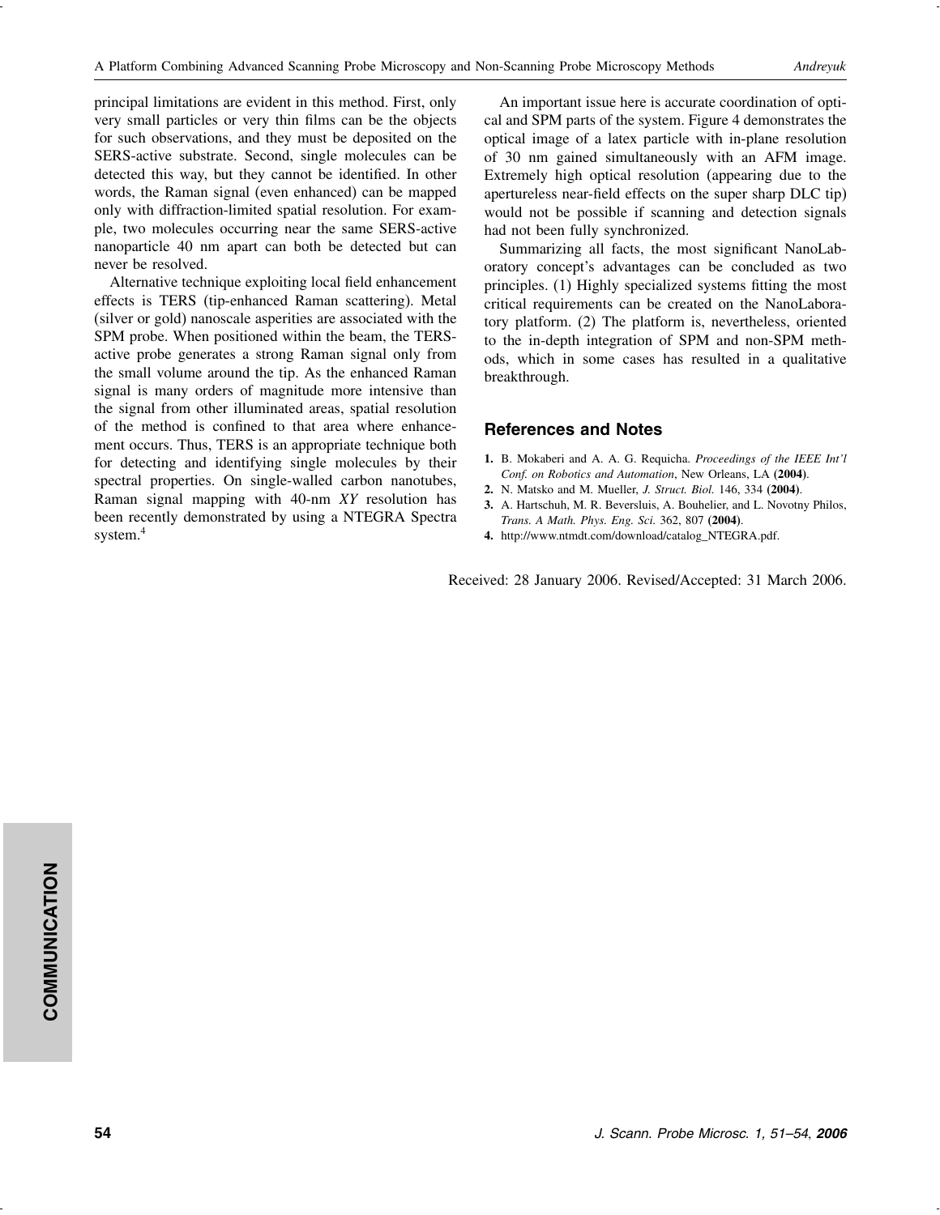principal limitations are evident in this method. First, only very small particles or very thin films can be the objects for such observations, and they must be deposited on the SERS-active substrate. Second, single molecules can be detected this way, but they cannot be identified. In other words, the Raman signal (even enhanced) can be mapped only with diffraction-limited spatial resolution. For example, two molecules occurring near the same SERS-active nanoparticle 40 nm apart can both be detected but can never be resolved.

Alternative technique exploiting local field enhancement effects is TERS (tip-enhanced Raman scattering). Metal (silver or gold) nanoscale asperities are associated with the SPM probe. When positioned within the beam, the TERS-active probe generates a strong Raman signal only from the small volume around the tip. As the enhanced Raman signal is many orders of magnitude more intensive than the signal from other illuminated areas, spatial resolution of the method is confined to that area where enhancement occurs. Thus, TERS is an appropriate technique both for detecting and identifying single molecules by their spectral properties. On single-walled carbon nanotubes, Raman signal mapping with 40-nm *XY* resolution has been recently demonstrated by using a NTEGRA Spectra system.[4]

An important issue here is accurate coordination of optical and SPM parts of the system. Figure 4 demonstrates the optical image of a latex particle with in-plane resolution of 30 nm gained simultaneously with an AFM image. Extremely high optical resolution (appearing due to the apertureless near-field effects on the super sharp DLC tip) would not be possible if scanning and detection signals had not been fully synchronized.

Summarizing all facts, the most significant NanoLaboratory concept's advantages can be concluded as two principles. (1) Highly specialized systems fitting the most critical requirements can be created on the NanoLaboratory platform. (2) The platform is, nevertheless, oriented to the in-depth integration of SPM and non-SPM methods, which in some cases has resulted in a qualitative breakthrough.

## References and Notes

1. B. Mokaberi and A. A. G. Requicha. *Proceedings of the IEEE Int'l Conf. on Robotics and Automation*, New Orleans, LA **(2004)**.
2. N. Matsko and M. Mueller, *J. Struct. Biol.* 146, 334 **(2004)**.
3. A. Hartschuh, M. R. Beversluis, A. Bouhelier, and L. Novotny Philos, *Trans. A Math. Phys. Eng. Sci.* 362, 807 **(2004)**.
4. http://www.ntmdt.com/download/catalog_NTEGRA.pdf.

Received: 28 January 2006. Revised/Accepted: 31 March 2006.